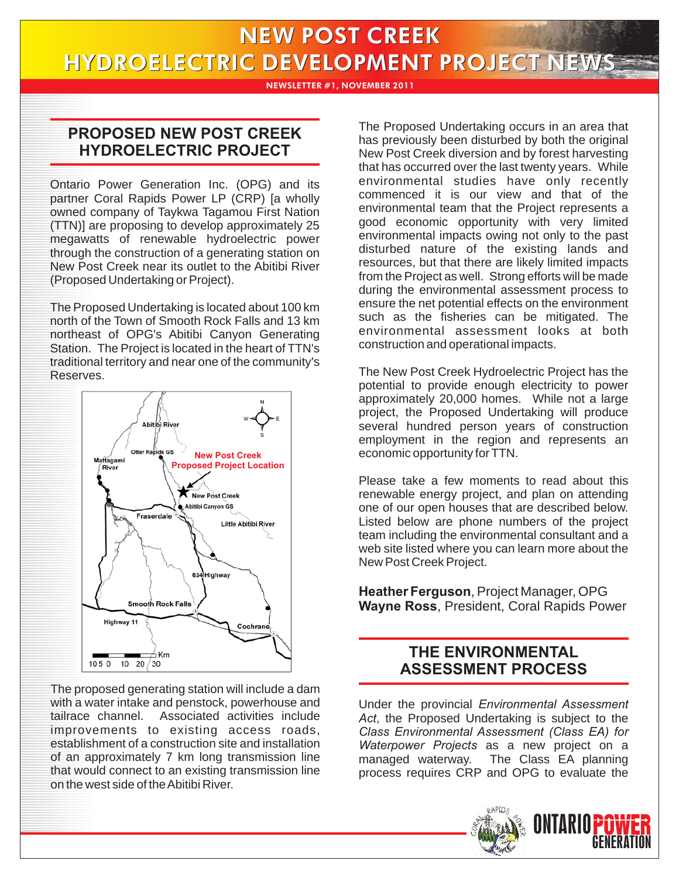# NEW POST CREEK HYDROELECTRIC DEVELOPMENT PROJECT NEWS

NEWSLETTER #1, NOVEMBER 2011

## PROPOSED NEW POST CREEK HYDROELECTRIC PROJECT

Ontario Power Generation Inc. (OPG) and its partner Coral Rapids Power LP (CRP) [a wholly owned company of Taykwa Tagamou First Nation (TTN)] are proposing to develop approximately 25 megawatts of renewable hydroelectric power through the construction of a generating station on New Post Creek near its outlet to the Abitibi River (Proposed Undertaking or Project).

The Proposed Undertaking is located about 100 km north of the Town of Smooth Rock Falls and 13 km northeast of OPG's Abitibi Canyon Generating Station. The Project is located in the heart of TTN's traditional territory and near one of the community's Reserves.

N
W
E
S
Abitibi River
Otter Rapids GS
Mattagami River
New Post Creek Proposed Project Location
New Post Creek
Abitibi Canyon GS
Fraserdale
Little Abitibi River
634 Highway
Smooth Rock Falls
Highway 11
Cochrane
Km
10 5 0 10 20 30

The proposed generating station will include a dam with a water intake and penstock, powerhouse and tailrace channel. Associated activities include improvements to existing access roads, establishment of a construction site and installation of an approximately 7 km long transmission line that would connect to an existing transmission line on the west side of the Abitibi River.

The Proposed Undertaking occurs in an area that has previously been disturbed by both the original New Post Creek diversion and by forest harvesting that has occurred over the last twenty years. While environmental studies have only recently commenced it is our view and that of the environmental team that the Project represents a good economic opportunity with very limited environmental impacts owing not only to the past disturbed nature of the existing lands and resources, but that there are likely limited impacts from the Project as well. Strong efforts will be made during the environmental assessment process to ensure the net potential effects on the environment such as the fisheries can be mitigated. The environmental assessment looks at both construction and operational impacts.

The New Post Creek Hydroelectric Project has the potential to provide enough electricity to power approximately 20,000 homes. While not a large project, the Proposed Undertaking will produce several hundred person years of construction employment in the region and represents an economic opportunity for TTN.

Please take a few moments to read about this renewable energy project, and plan on attending one of our open houses that are described below. Listed below are phone numbers of the project team including the environmental consultant and a web site listed where you can learn more about the New Post Creek Project.

**Heather Ferguson**, Project Manager, OPG
**Wayne Ross**, President, Coral Rapids Power

## THE ENVIRONMENTAL ASSESSMENT PROCESS

Under the provincial *Environmental Assessment Act*, the Proposed Undertaking is subject to the *Class Environmental Assessment (Class EA) for Waterpower Projects* as a new project on a managed waterway. The Class EA planning process requires CRP and OPG to evaluate the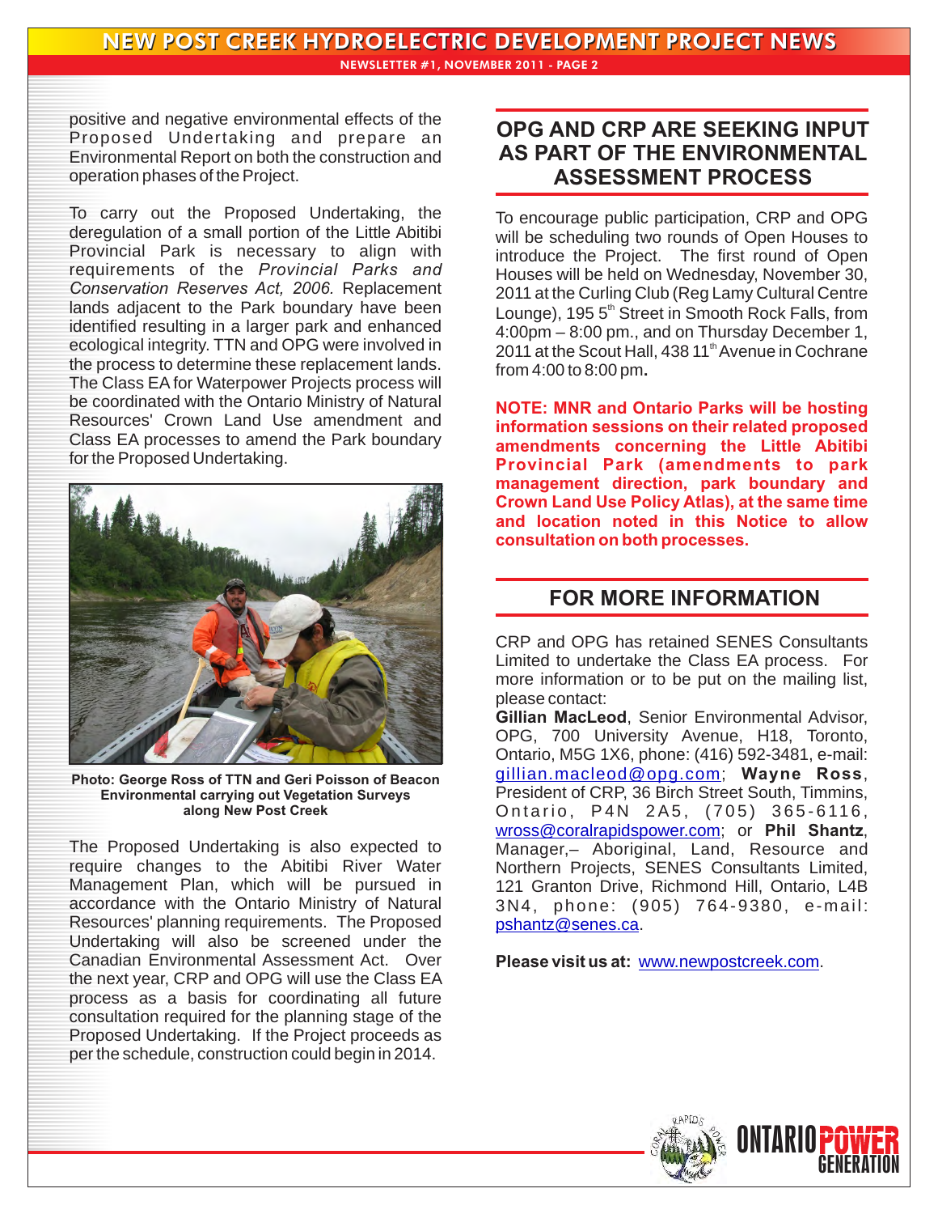positive and negative environmental effects of the Proposed Undertaking and prepare an Environmental Report on both the construction and operation phases of the Project.

To carry out the Proposed Undertaking, the deregulation of a small portion of the Little Abitibi Provincial Park is necessary to align with requirements of the *Provincial Parks and Conservation Reserves Act, 2006.* Replacement lands adjacent to the Park boundary have been identified resulting in a larger park and enhanced ecological integrity. TTN and OPG were involved in the process to determine these replacement lands. The Class EA for Waterpower Projects process will be coordinated with the Ontario Ministry of Natural Resources' Crown Land Use amendment and Class EA processes to amend the Park boundary for the Proposed Undertaking.

**Photo: George Ross of TTN and Geri Poisson of Beacon Environmental carrying out Vegetation Surveys along New Post Creek**

The Proposed Undertaking is also expected to require changes to the Abitibi River Water Management Plan, which will be pursued in accordance with the Ontario Ministry of Natural Resources' planning requirements. The Proposed Undertaking will also be screened under the Canadian Environmental Assessment Act. Over the next year, CRP and OPG will use the Class EA process as a basis for coordinating all future consultation required for the planning stage of the Proposed Undertaking. If the Project proceeds as per the schedule, construction could begin in 2014.

## OPG AND CRP ARE SEEKING INPUT AS PART OF THE ENVIRONMENTAL ASSESSMENT PROCESS

To encourage public participation, CRP and OPG will be scheduling two rounds of Open Houses to introduce the Project. The first round of Open Houses will be held on Wednesday, November 30, 2011 at the Curling Club (Reg Lamy Cultural Centre Lounge), 195 5th Street in Smooth Rock Falls, from 4:00pm – 8:00 pm., and on Thursday December 1, 2011 at the Scout Hall, 438 11th Avenue in Cochrane from 4:00 to 8:00 pm**.**

**NOTE: MNR and Ontario Parks will be hosting information sessions on their related proposed amendments concerning the Little Abitibi Provincial Park (amendments to park management direction, park boundary and Crown Land Use Policy Atlas), at the same time and location noted in this Notice to allow consultation on both processes.**

## FOR MORE INFORMATION

CRP and OPG has retained SENES Consultants Limited to undertake the Class EA process. For more information or to be put on the mailing list, please contact:

**Gillian MacLeod**, Senior Environmental Advisor, OPG, 700 University Avenue, H18, Toronto, Ontario, M5G 1X6, phone: (416) 592-3481, e-mail: gillian.macleod@opg.com; **Wayne Ross**, President of CRP, 36 Birch Street South, Timmins, Ontario, P4N 2A5, (705) 365-6116, wross@coralrapidspower.com; or **Phil Shantz**, Manager,– Aboriginal, Land, Resource and Northern Projects, SENES Consultants Limited, 121 Granton Drive, Richmond Hill, Ontario, L4B 3N4, phone: (905) 764-9380, e-mail: pshantz@senes.ca.

**Please visit us at:** www.newpostcreek.com.